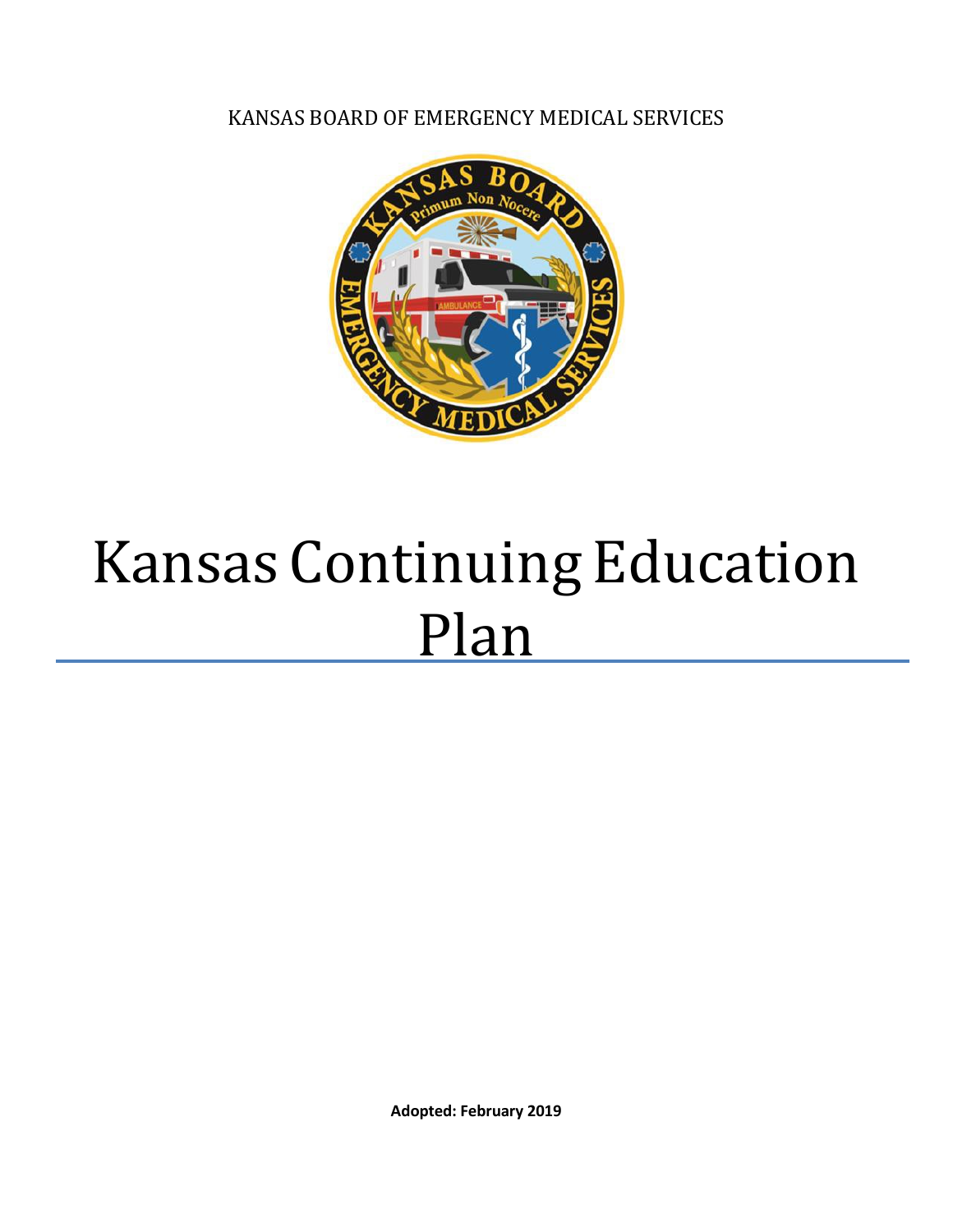KANSAS BOARD OF EMERGENCY MEDICAL SERVICES

# Kansas Continuing Education Plan

**Adopted: February 2019**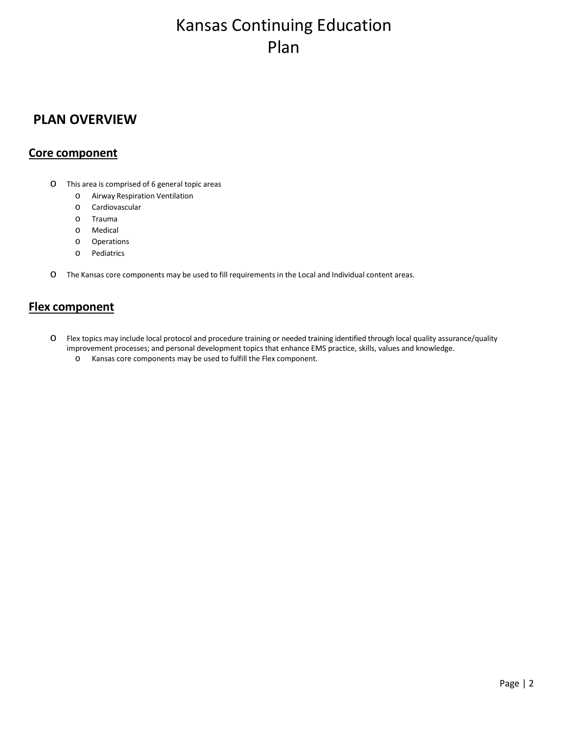# Kansas Continuing Education Plan

## PLAN OVERVIEW

### Core component

- This area is comprised of 6 general topic areas
  - Airway Respiration Ventilation
  - Cardiovascular
  - Trauma
  - Medical
  - Operations
  - Pediatrics
- The Kansas core components may be used to fill requirements in the Local and Individual content areas.

### Flex component

- Flex topics may include local protocol and procedure training or needed training identified through local quality assurance/quality improvement processes; and personal development topics that enhance EMS practice, skills, values and knowledge.
  - Kansas core components may be used to fulfill the Flex component.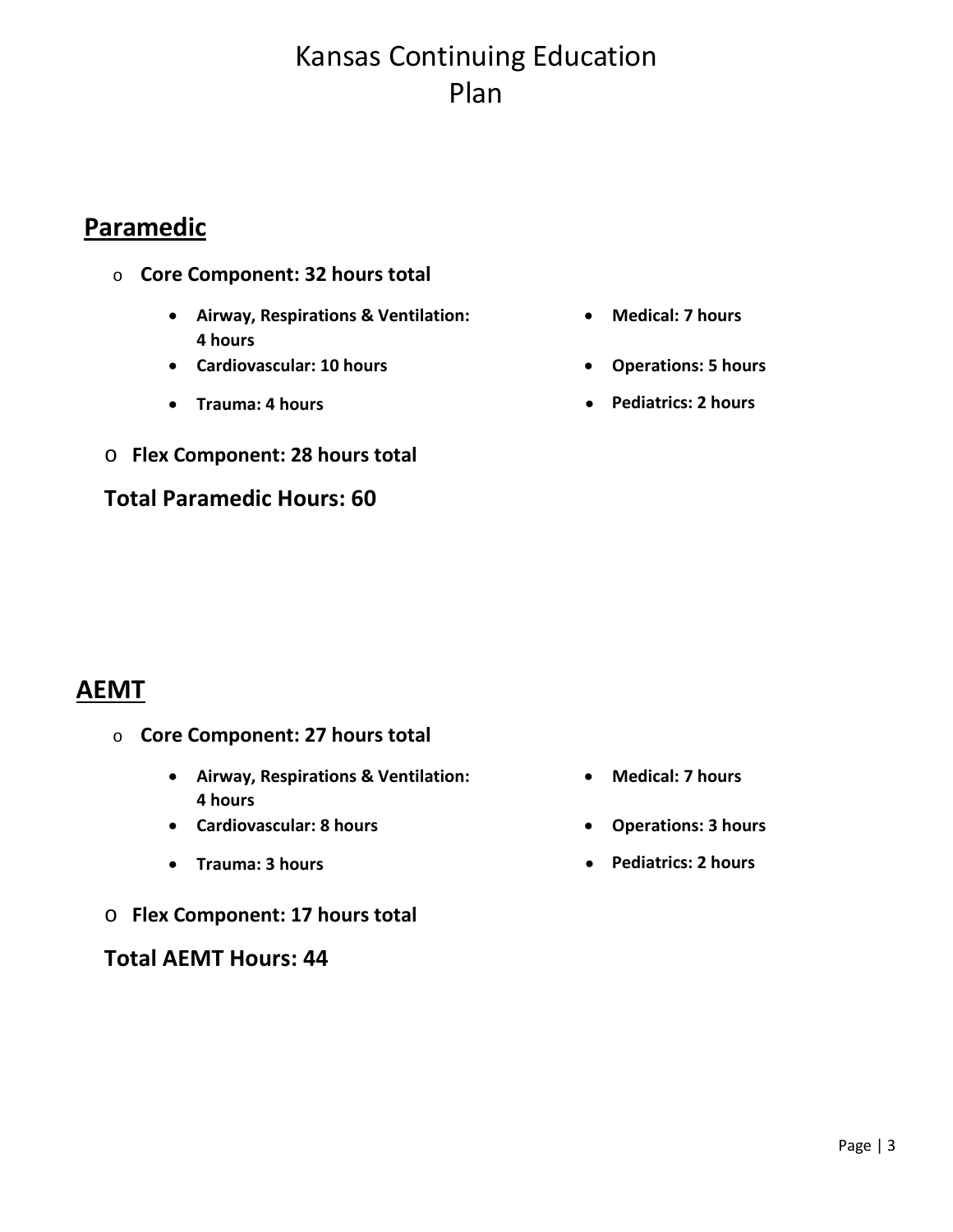# Kansas Continuing Education Plan

## Paramedic

- **Core Component: 32 hours total**
  - **Airway, Respirations & Ventilation: 4 hours**
  - **Cardiovascular: 10 hours**
  - **Trauma: 4 hours**
  - **Medical: 7 hours**
  - **Operations: 5 hours**
  - **Pediatrics: 2 hours**
- **Flex Component: 28 hours total**

**Total Paramedic Hours: 60**

## AEMT

- **Core Component: 27 hours total**
  - **Airway, Respirations & Ventilation: 4 hours**
  - **Cardiovascular: 8 hours**
  - **Trauma: 3 hours**
  - **Medical: 7 hours**
  - **Operations: 3 hours**
  - **Pediatrics: 2 hours**
- **Flex Component: 17 hours total**

**Total AEMT Hours: 44**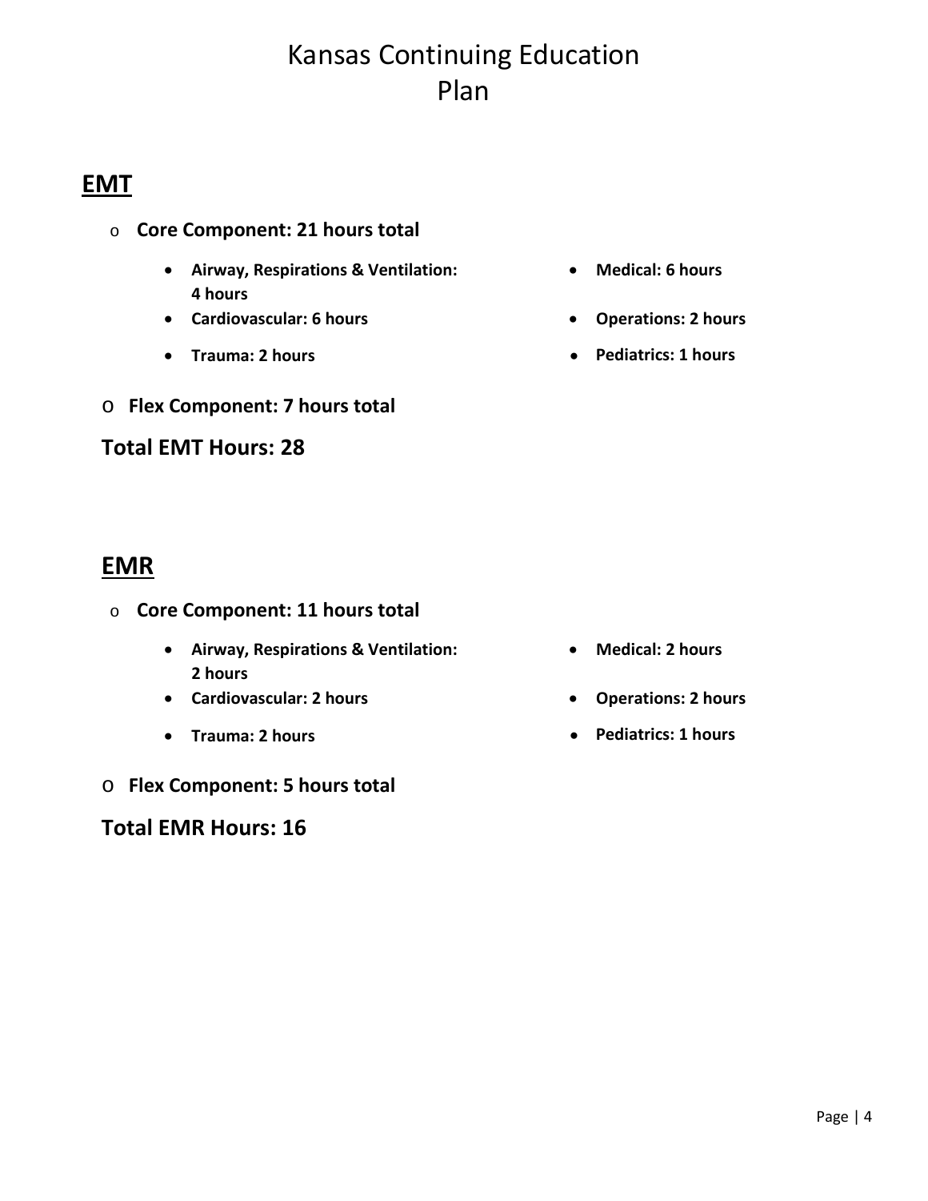# Kansas Continuing Education Plan

## EMT

- **Core Component: 21 hours total**
  - **Airway, Respirations & Ventilation: 4 hours**
  - **Cardiovascular: 6 hours**
  - **Trauma: 2 hours**
  - **Medical: 6 hours**
  - **Operations: 2 hours**
  - **Pediatrics: 1 hours**
- **Flex Component: 7 hours total**

**Total EMT Hours: 28**

## EMR

- **Core Component: 11 hours total**
  - **Airway, Respirations & Ventilation: 2 hours**
  - **Cardiovascular: 2 hours**
  - **Trauma: 2 hours**
  - **Medical: 2 hours**
  - **Operations: 2 hours**
  - **Pediatrics: 1 hours**
- **Flex Component: 5 hours total**

**Total EMR Hours: 16**